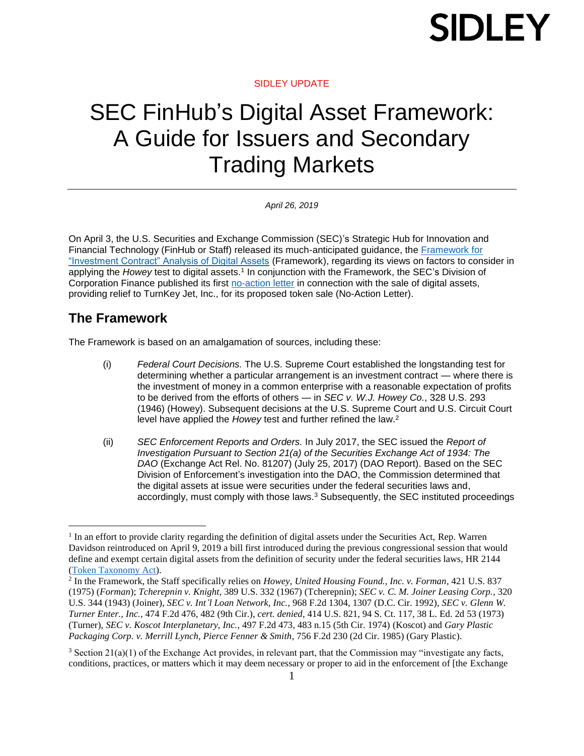SIDLEY

SIDLEY UPDATE

# SEC FinHub's Digital Asset Framework: A Guide for Issuers and Secondary Trading Markets

*April 26, 2019*

On April 3, the U.S. Securities and Exchange Commission (SEC)'s Strategic Hub for Innovation and Financial Technology (FinHub or Staff) released its much-anticipated guidance, the [Framework for "Investment Contract" Analysis of Digital Assets](#) (Framework), regarding its views on factors to consider in applying the *Howey* test to digital assets.[1] In conjunction with the Framework, the SEC's Division of Corporation Finance published its first [no-action letter](#) in connection with the sale of digital assets, providing relief to TurnKey Jet, Inc., for its proposed token sale (No-Action Letter).

## The Framework

The Framework is based on an amalgamation of sources, including these:

(i) *Federal Court Decisions.* The U.S. Supreme Court established the longstanding test for determining whether a particular arrangement is an investment contract — where there is the investment of money in a common enterprise with a reasonable expectation of profits to be derived from the efforts of others — in *SEC v. W.J. Howey Co.*, 328 U.S. 293 (1946) (Howey). Subsequent decisions at the U.S. Supreme Court and U.S. Circuit Court level have applied the *Howey* test and further refined the law.[2]

(ii) *SEC Enforcement Reports and Orders.* In July 2017, the SEC issued the *Report of Investigation Pursuant to Section 21(a) of the Securities Exchange Act of 1934: The DAO* (Exchange Act Rel. No. 81207) (July 25, 2017) (DAO Report). Based on the SEC Division of Enforcement's investigation into the DAO, the Commission determined that the digital assets at issue were securities under the federal securities laws and, accordingly, must comply with those laws.[3] Subsequently, the SEC instituted proceedings

---

[1] In an effort to provide clarity regarding the definition of digital assets under the Securities Act, Rep. Warren Davidson reintroduced on April 9, 2019 a bill first introduced during the previous congressional session that would define and exempt certain digital assets from the definition of security under the federal securities laws, HR 2144 ([Token Taxonomy Act](#)).

[2] In the Framework, the Staff specifically relies on *Howey*, *United Housing Found., Inc. v. Forman*, 421 U.S. 837 (1975) (*Forman*); *Tcherepnin v. Knight*, 389 U.S. 332 (1967) (Tcherepnin); *SEC v. C. M. Joiner Leasing Corp.*, 320 U.S. 344 (1943) (Joiner), *SEC v. Int'l Loan Network, Inc.*, 968 F.2d 1304, 1307 (D.C. Cir. 1992), *SEC v. Glenn W. Turner Enter., Inc.*, 474 F.2d 476, 482 (9th Cir.), *cert. denied*, 414 U.S. 821, 94 S. Ct. 117, 38 L. Ed. 2d 53 (1973) (Turner), *SEC v. Koscot Interplanetary, Inc.*, 497 F.2d 473, 483 n.15 (5th Cir. 1974) (Koscot) and *Gary Plastic Packaging Corp. v. Merrill Lynch, Pierce Fenner & Smith*, 756 F.2d 230 (2d Cir. 1985) (Gary Plastic).

[3] Section 21(a)(1) of the Exchange Act provides, in relevant part, that the Commission may "investigate any facts, conditions, practices, or matters which it may deem necessary or proper to aid in the enforcement of [the Exchange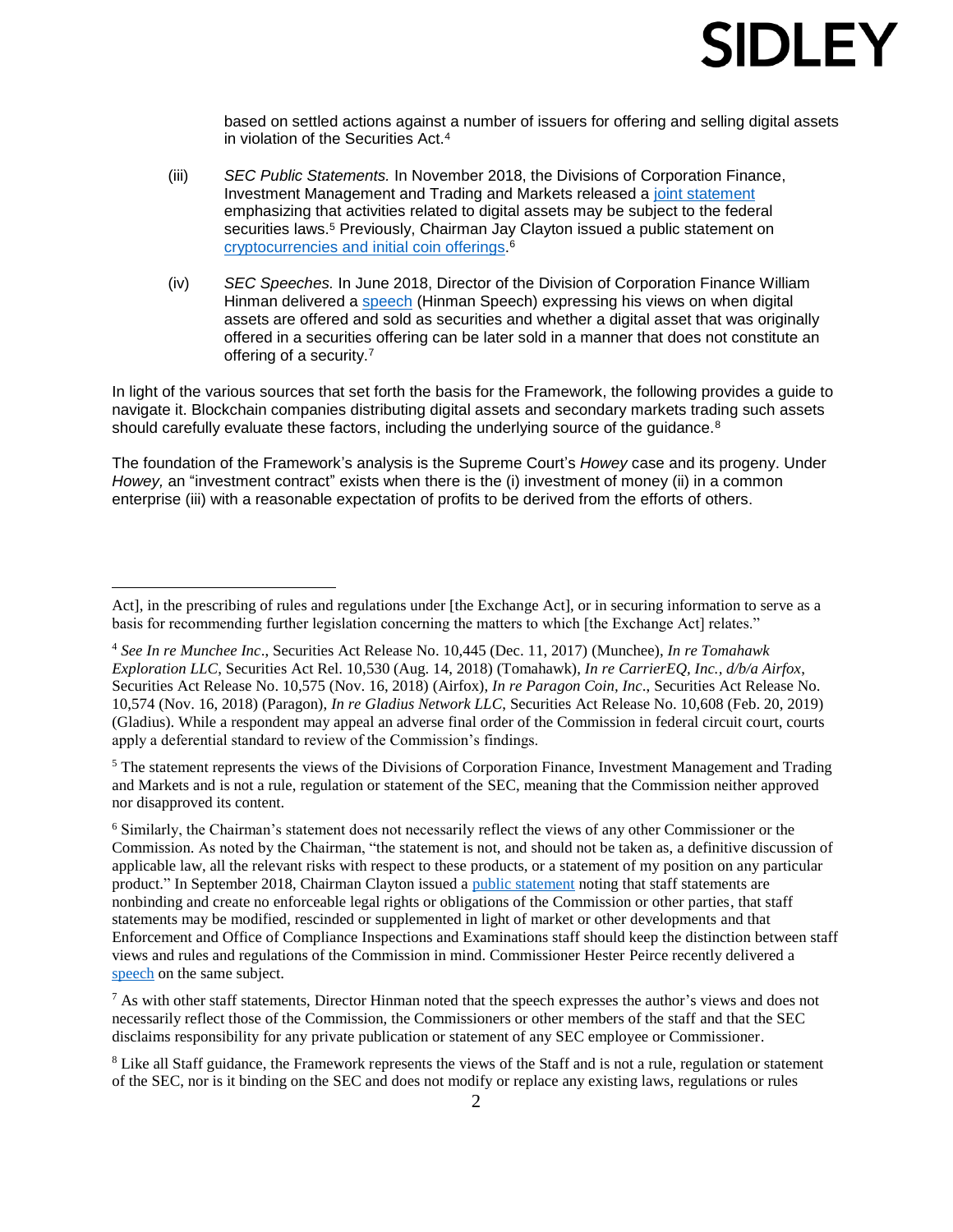based on settled actions against a number of issuers for offering and selling digital assets in violation of the Securities Act.[4]

(iii) *SEC Public Statements.* In November 2018, the Divisions of Corporation Finance, Investment Management and Trading and Markets released a [joint statement] emphasizing that activities related to digital assets may be subject to the federal securities laws.[5] Previously, Chairman Jay Clayton issued a public statement on [cryptocurrencies and initial coin offerings].[6]

(iv) *SEC Speeches.* In June 2018, Director of the Division of Corporation Finance William Hinman delivered a [speech] (Hinman Speech) expressing his views on when digital assets are offered and sold as securities and whether a digital asset that was originally offered in a securities offering can be later sold in a manner that does not constitute an offering of a security.[7]

In light of the various sources that set forth the basis for the Framework, the following provides a guide to navigate it. Blockchain companies distributing digital assets and secondary markets trading such assets should carefully evaluate these factors, including the underlying source of the guidance.[8]

The foundation of the Framework's analysis is the Supreme Court's *Howey* case and its progeny. Under *Howey,* an "investment contract" exists when there is the (i) investment of money (ii) in a common enterprise (iii) with a reasonable expectation of profits to be derived from the efforts of others.

---

Act], in the prescribing of rules and regulations under [the Exchange Act], or in securing information to serve as a basis for recommending further legislation concerning the matters to which [the Exchange Act] relates."

[4] *See In re Munchee Inc*., Securities Act Release No. 10,445 (Dec. 11, 2017) (Munchee), *In re Tomahawk Exploration LLC,* Securities Act Rel. 10,530 (Aug. 14, 2018) (Tomahawk), *In re CarrierEQ, Inc., d/b/a Airfox,* Securities Act Release No. 10,575 (Nov. 16, 2018) (Airfox), *In re Paragon Coin, Inc*., Securities Act Release No. 10,574 (Nov. 16, 2018) (Paragon), *In re Gladius Network LLC*, Securities Act Release No. 10,608 (Feb. 20, 2019) (Gladius). While a respondent may appeal an adverse final order of the Commission in federal circuit court, courts apply a deferential standard to review of the Commission's findings.

[5] The statement represents the views of the Divisions of Corporation Finance, Investment Management and Trading and Markets and is not a rule, regulation or statement of the SEC, meaning that the Commission neither approved nor disapproved its content.

[6] Similarly, the Chairman's statement does not necessarily reflect the views of any other Commissioner or the Commission. As noted by the Chairman, "the statement is not, and should not be taken as, a definitive discussion of applicable law, all the relevant risks with respect to these products, or a statement of my position on any particular product." In September 2018, Chairman Clayton issued a [public statement] noting that staff statements are nonbinding and create no enforceable legal rights or obligations of the Commission or other parties, that staff statements may be modified, rescinded or supplemented in light of market or other developments and that Enforcement and Office of Compliance Inspections and Examinations staff should keep the distinction between staff views and rules and regulations of the Commission in mind. Commissioner Hester Peirce recently delivered a [speech] on the same subject.

[7] As with other staff statements, Director Hinman noted that the speech expresses the author's views and does not necessarily reflect those of the Commission, the Commissioners or other members of the staff and that the SEC disclaims responsibility for any private publication or statement of any SEC employee or Commissioner.

[8] Like all Staff guidance, the Framework represents the views of the Staff and is not a rule, regulation or statement of the SEC, nor is it binding on the SEC and does not modify or replace any existing laws, regulations or rules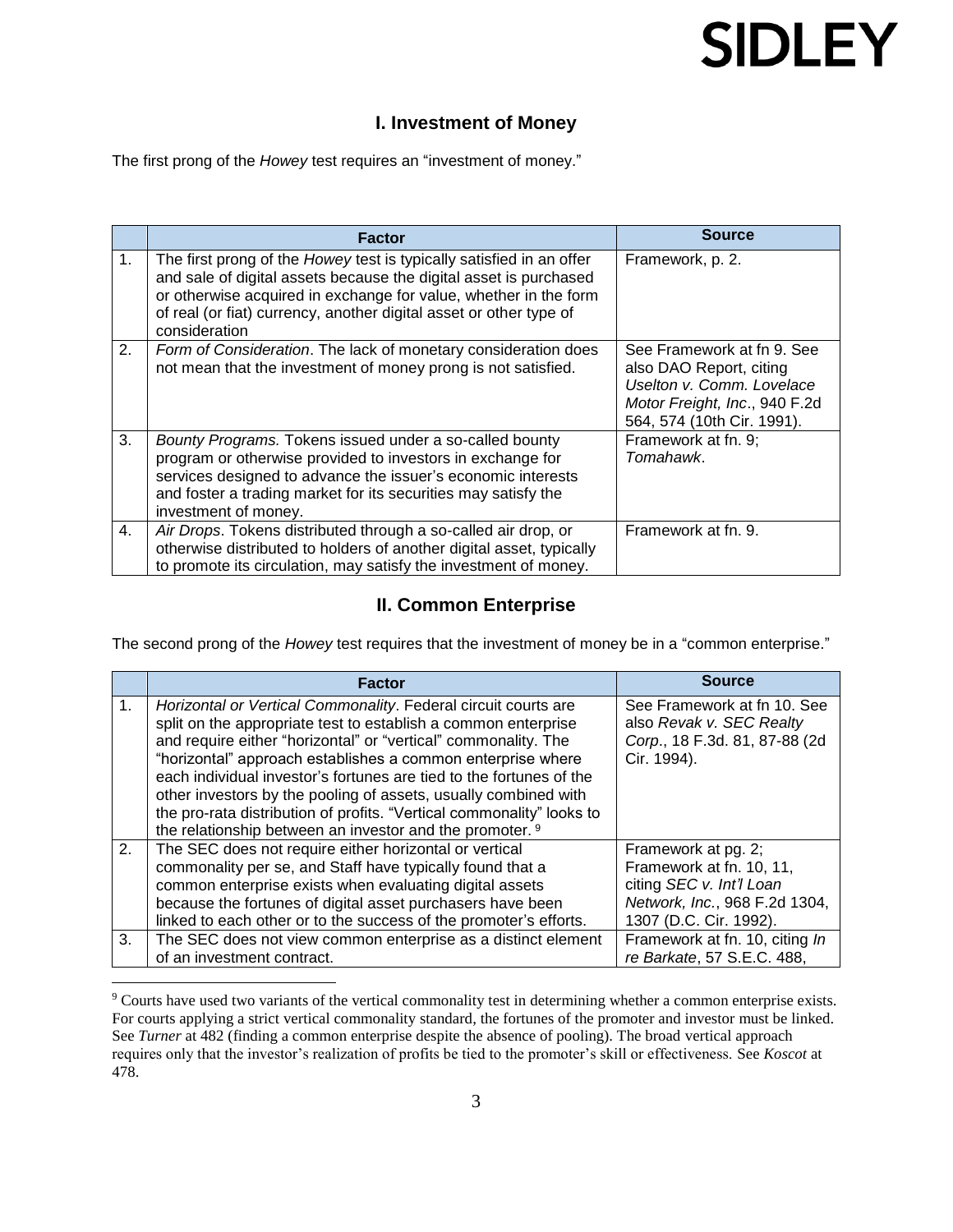## I. Investment of Money

The first prong of the *Howey* test requires an "investment of money."

| | Factor | Source |
|---|---|---|
| 1. | The first prong of the *Howey* test is typically satisfied in an offer and sale of digital assets because the digital asset is purchased or otherwise acquired in exchange for value, whether in the form of real (or fiat) currency, another digital asset or other type of consideration | Framework, p. 2. |
| 2. | *Form of Consideration*. The lack of monetary consideration does not mean that the investment of money prong is not satisfied. | See Framework at fn 9. See also DAO Report, citing *Uselton v. Comm. Lovelace Motor Freight, Inc*., 940 F.2d 564, 574 (10th Cir. 1991). |
| 3. | *Bounty Programs.* Tokens issued under a so-called bounty program or otherwise provided to investors in exchange for services designed to advance the issuer's economic interests and foster a trading market for its securities may satisfy the investment of money. | Framework at fn. 9; *Tomahawk*. |
| 4. | *Air Drops*. Tokens distributed through a so-called air drop, or otherwise distributed to holders of another digital asset, typically to promote its circulation, may satisfy the investment of money. | Framework at fn. 9. |

## II. Common Enterprise

The second prong of the *Howey* test requires that the investment of money be in a "common enterprise."

| | Factor | Source |
|---|---|---|
| 1. | *Horizontal or Vertical Commonality*. Federal circuit courts are split on the appropriate test to establish a common enterprise and require either "horizontal" or "vertical" commonality. The "horizontal" approach establishes a common enterprise where each individual investor's fortunes are tied to the fortunes of the other investors by the pooling of assets, usually combined with the pro-rata distribution of profits. "Vertical commonality" looks to the relationship between an investor and the promoter. [9] | See Framework at fn 10. See also *Revak v. SEC Realty Corp*., 18 F.3d. 81, 87-88 (2d Cir. 1994). |
| 2. | The SEC does not require either horizontal or vertical commonality per se, and Staff have typically found that a common enterprise exists when evaluating digital assets because the fortunes of digital asset purchasers have been linked to each other or to the success of the promoter's efforts. | Framework at pg. 2; Framework at fn. 10, 11, citing *SEC v. Int'l Loan Network, Inc.*, 968 F.2d 1304, 1307 (D.C. Cir. 1992). |
| 3. | The SEC does not view common enterprise as a distinct element of an investment contract. | Framework at fn. 10, citing *In re Barkate*, 57 S.E.C. 488, |

[9] Courts have used two variants of the vertical commonality test in determining whether a common enterprise exists. For courts applying a strict vertical commonality standard, the fortunes of the promoter and investor must be linked. See *Turner* at 482 (finding a common enterprise despite the absence of pooling). The broad vertical approach requires only that the investor's realization of profits be tied to the promoter's skill or effectiveness. See *Koscot* at 478.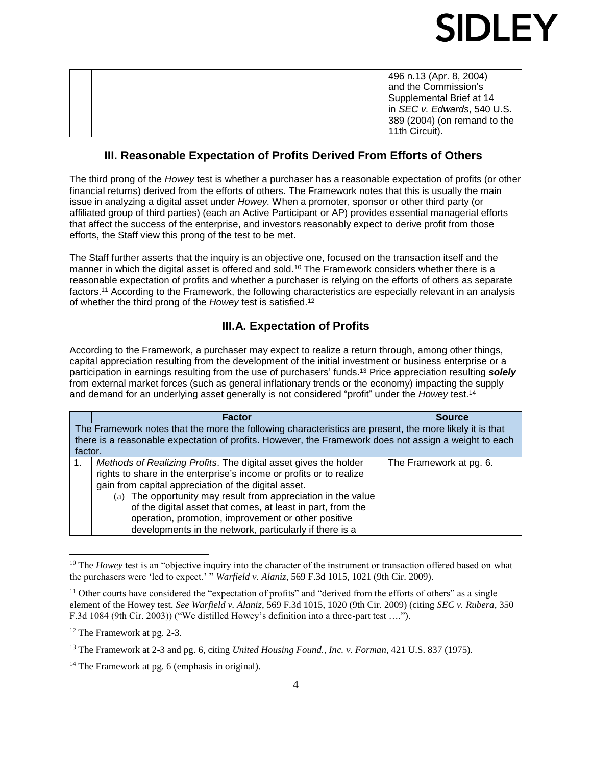| | | 496 n.13 (Apr. 8, 2004) and the Commission's Supplemental Brief at 14 in *SEC v. Edwards*, 540 U.S. 389 (2004) (on remand to the 11th Circuit). |
|---|---|---|

## III. Reasonable Expectation of Profits Derived From Efforts of Others

The third prong of the *Howey* test is whether a purchaser has a reasonable expectation of profits (or other financial returns) derived from the efforts of others. The Framework notes that this is usually the main issue in analyzing a digital asset under *Howey.* When a promoter, sponsor or other third party (or affiliated group of third parties) (each an Active Participant or AP) provides essential managerial efforts that affect the success of the enterprise, and investors reasonably expect to derive profit from those efforts, the Staff view this prong of the test to be met.

The Staff further asserts that the inquiry is an objective one, focused on the transaction itself and the manner in which the digital asset is offered and sold.[10] The Framework considers whether there is a reasonable expectation of profits and whether a purchaser is relying on the efforts of others as separate factors.[11] According to the Framework, the following characteristics are especially relevant in an analysis of whether the third prong of the *Howey* test is satisfied.[12]

### III.A. Expectation of Profits

According to the Framework, a purchaser may expect to realize a return through, among other things, capital appreciation resulting from the development of the initial investment or business enterprise or a participation in earnings resulting from the use of purchasers' funds.[13] Price appreciation resulting ***solely*** from external market forces (such as general inflationary trends or the economy) impacting the supply and demand for an underlying asset generally is not considered "profit" under the *Howey* test.[14]

| | Factor | Source |
|---|---|---|
| The Framework notes that the more the following characteristics are present, the more likely it is that there is a reasonable expectation of profits. However, the Framework does not assign a weight to each factor. | | |
| 1. | *Methods of Realizing Profits*. The digital asset gives the holder rights to share in the enterprise's income or profits or to realize gain from capital appreciation of the digital asset.<br>(a) The opportunity may result from appreciation in the value of the digital asset that comes, at least in part, from the operation, promotion, improvement or other positive developments in the network, particularly if there is a | The Framework at pg. 6. |

[10] The *Howey* test is an "objective inquiry into the character of the instrument or transaction offered based on what the purchasers were 'led to expect.' " *Warfield v. Alaniz*, 569 F.3d 1015, 1021 (9th Cir. 2009).

[11] Other courts have considered the "expectation of profits" and "derived from the efforts of others" as a single element of the Howey test. *See Warfield v. Alaniz*, 569 F.3d 1015, 1020 (9th Cir. 2009) (citing *SEC v. Rubera*, 350 F.3d 1084 (9th Cir. 2003)) ("We distilled Howey's definition into a three-part test ….").

[12] The Framework at pg. 2-3.

[13] The Framework at 2-3 and pg. 6, citing *United Housing Found., Inc. v. Forman*, 421 U.S. 837 (1975).

[14] The Framework at pg. 6 (emphasis in original).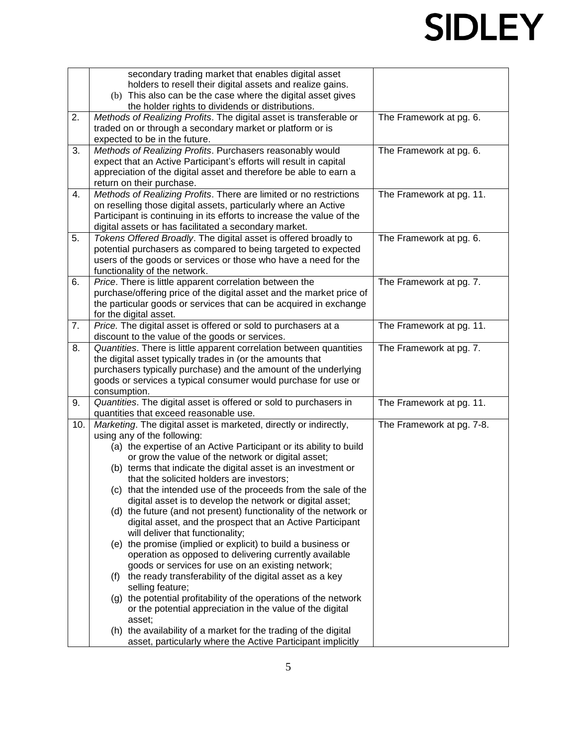| | | |
|---|---|---|
| | secondary trading market that enables digital asset holders to resell their digital assets and realize gains.<br>(b) This also can be the case where the digital asset gives the holder rights to dividends or distributions. | |
| 2. | *Methods of Realizing Profits*. The digital asset is transferable or traded on or through a secondary market or platform or is expected to be in the future. | The Framework at pg. 6. |
| 3. | *Methods of Realizing Profits*. Purchasers reasonably would expect that an Active Participant's efforts will result in capital appreciation of the digital asset and therefore be able to earn a return on their purchase. | The Framework at pg. 6. |
| 4. | *Methods of Realizing Profits*. There are limited or no restrictions on reselling those digital assets, particularly where an Active Participant is continuing in its efforts to increase the value of the digital assets or has facilitated a secondary market. | The Framework at pg. 11. |
| 5. | *Tokens Offered Broadly*. The digital asset is offered broadly to potential purchasers as compared to being targeted to expected users of the goods or services or those who have a need for the functionality of the network. | The Framework at pg. 6. |
| 6. | *Price*. There is little apparent correlation between the purchase/offering price of the digital asset and the market price of the particular goods or services that can be acquired in exchange for the digital asset. | The Framework at pg. 7. |
| 7. | *Price.* The digital asset is offered or sold to purchasers at a discount to the value of the goods or services. | The Framework at pg. 11. |
| 8. | *Quantities*. There is little apparent correlation between quantities the digital asset typically trades in (or the amounts that purchasers typically purchase) and the amount of the underlying goods or services a typical consumer would purchase for use or consumption. | The Framework at pg. 7. |
| 9. | *Quantities*. The digital asset is offered or sold to purchasers in quantities that exceed reasonable use. | The Framework at pg. 11. |
| 10. | *Marketing*. The digital asset is marketed, directly or indirectly, using any of the following:<br>(a) the expertise of an Active Participant or its ability to build or grow the value of the network or digital asset;<br>(b) terms that indicate the digital asset is an investment or that the solicited holders are investors;<br>(c) that the intended use of the proceeds from the sale of the digital asset is to develop the network or digital asset;<br>(d) the future (and not present) functionality of the network or digital asset, and the prospect that an Active Participant will deliver that functionality;<br>(e) the promise (implied or explicit) to build a business or operation as opposed to delivering currently available goods or services for use on an existing network;<br>(f) the ready transferability of the digital asset as a key selling feature;<br>(g) the potential profitability of the operations of the network or the potential appreciation in the value of the digital asset;<br>(h) the availability of a market for the trading of the digital asset, particularly where the Active Participant implicitly | The Framework at pg. 7-8. |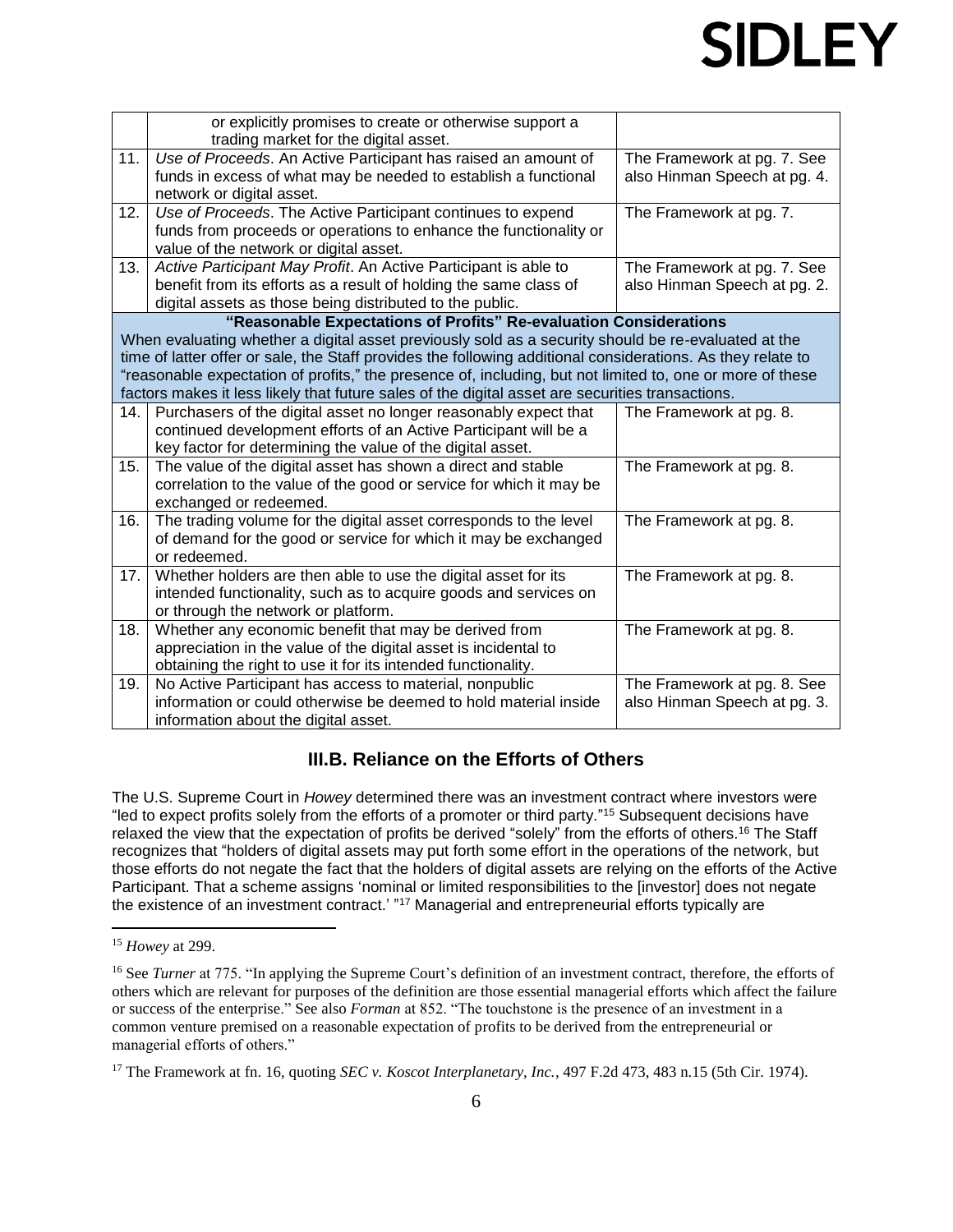| | | |
|---|---|---|
| | or explicitly promises to create or otherwise support a trading market for the digital asset. | |
| 11. | *Use of Proceeds*. An Active Participant has raised an amount of funds in excess of what may be needed to establish a functional network or digital asset. | The Framework at pg. 7. See also Hinman Speech at pg. 4. |
| 12. | *Use of Proceeds*. The Active Participant continues to expend funds from proceeds or operations to enhance the functionality or value of the network or digital asset. | The Framework at pg. 7. |
| 13. | *Active Participant May Profit*. An Active Participant is able to benefit from its efforts as a result of holding the same class of digital assets as those being distributed to the public. | The Framework at pg. 7. See also Hinman Speech at pg. 2. |
| | **"Reasonable Expectations of Profits" Re-evaluation Considerations** When evaluating whether a digital asset previously sold as a security should be re-evaluated at the time of latter offer or sale, the Staff provides the following additional considerations. As they relate to "reasonable expectation of profits," the presence of, including, but not limited to, one or more of these factors makes it less likely that future sales of the digital asset are securities transactions. | |
| 14. | Purchasers of the digital asset no longer reasonably expect that continued development efforts of an Active Participant will be a key factor for determining the value of the digital asset. | The Framework at pg. 8. |
| 15. | The value of the digital asset has shown a direct and stable correlation to the value of the good or service for which it may be exchanged or redeemed. | The Framework at pg. 8. |
| 16. | The trading volume for the digital asset corresponds to the level of demand for the good or service for which it may be exchanged or redeemed. | The Framework at pg. 8. |
| 17. | Whether holders are then able to use the digital asset for its intended functionality, such as to acquire goods and services on or through the network or platform. | The Framework at pg. 8. |
| 18. | Whether any economic benefit that may be derived from appreciation in the value of the digital asset is incidental to obtaining the right to use it for its intended functionality. | The Framework at pg. 8. |
| 19. | No Active Participant has access to material, nonpublic information or could otherwise be deemed to hold material inside information about the digital asset. | The Framework at pg. 8. See also Hinman Speech at pg. 3. |

## III.B. Reliance on the Efforts of Others

The U.S. Supreme Court in *Howey* determined there was an investment contract where investors were "led to expect profits solely from the efforts of a promoter or third party."[15] Subsequent decisions have relaxed the view that the expectation of profits be derived "solely" from the efforts of others.[16] The Staff recognizes that "holders of digital assets may put forth some effort in the operations of the network, but those efforts do not negate the fact that the holders of digital assets are relying on the efforts of the Active Participant. That a scheme assigns 'nominal or limited responsibilities to the [investor] does not negate the existence of an investment contract.' "[17] Managerial and entrepreneurial efforts typically are

[15] *Howey* at 299.

[16] See *Turner* at 775. "In applying the Supreme Court's definition of an investment contract, therefore, the efforts of others which are relevant for purposes of the definition are those essential managerial efforts which affect the failure or success of the enterprise." See also *Forman* at 852. "The touchstone is the presence of an investment in a common venture premised on a reasonable expectation of profits to be derived from the entrepreneurial or managerial efforts of others."

[17] The Framework at fn. 16, quoting *SEC v. Koscot Interplanetary, Inc.*, 497 F.2d 473, 483 n.15 (5th Cir. 1974).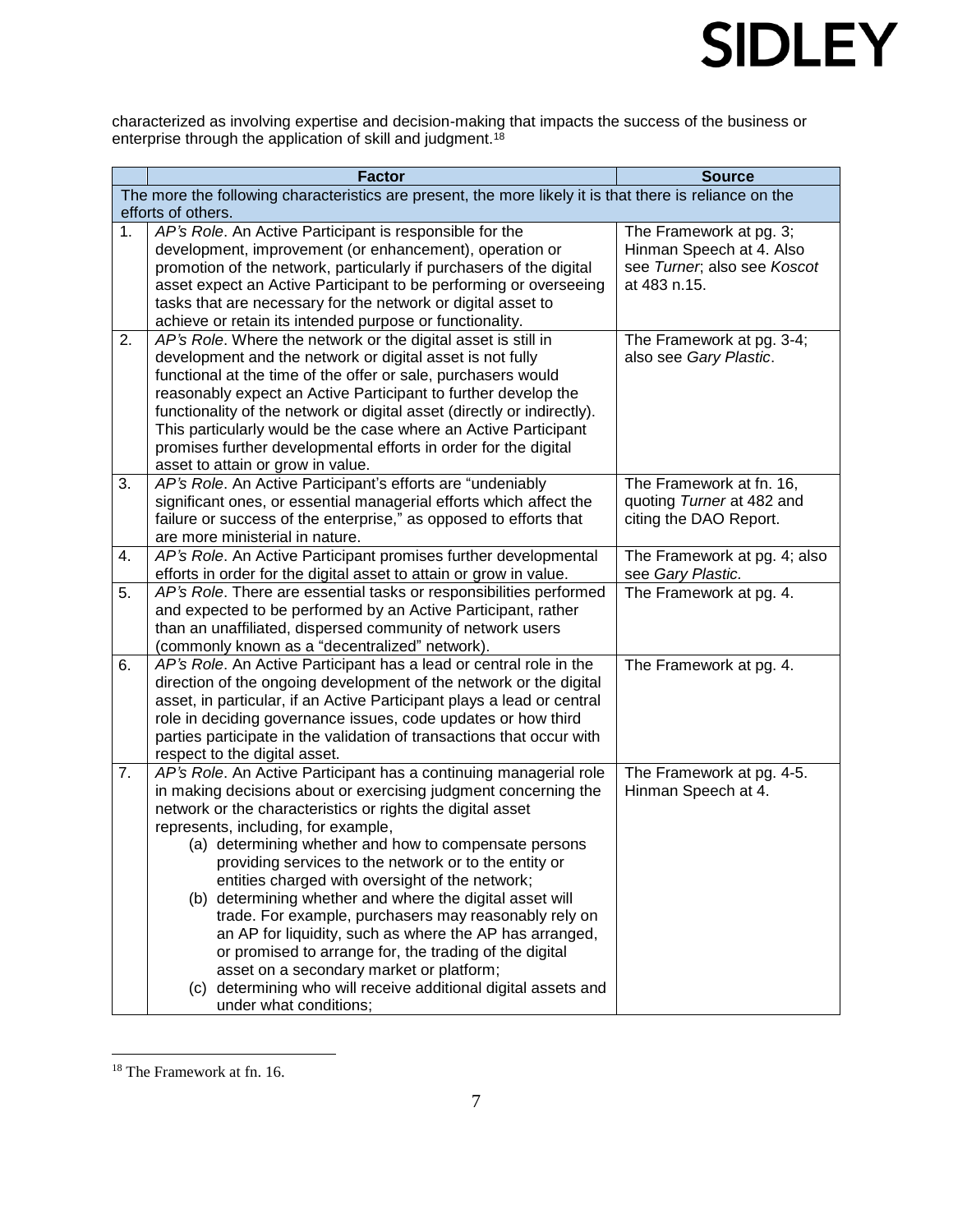characterized as involving expertise and decision-making that impacts the success of the business or enterprise through the application of skill and judgment.[18]

| | Factor | Source |
|---|---|---|
| The more the following characteristics are present, the more likely it is that there is reliance on the efforts of others. | | |
| 1. | *AP's Role*. An Active Participant is responsible for the development, improvement (or enhancement), operation or promotion of the network, particularly if purchasers of the digital asset expect an Active Participant to be performing or overseeing tasks that are necessary for the network or digital asset to achieve or retain its intended purpose or functionality. | The Framework at pg. 3; Hinman Speech at 4. Also see *Turner*; also see *Koscot* at 483 n.15. |
| 2. | *AP's Role*. Where the network or the digital asset is still in development and the network or digital asset is not fully functional at the time of the offer or sale, purchasers would reasonably expect an Active Participant to further develop the functionality of the network or digital asset (directly or indirectly). This particularly would be the case where an Active Participant promises further developmental efforts in order for the digital asset to attain or grow in value. | The Framework at pg. 3-4; also see *Gary Plastic*. |
| 3. | *AP's Role*. An Active Participant's efforts are "undeniably significant ones, or essential managerial efforts which affect the failure or success of the enterprise," as opposed to efforts that are more ministerial in nature. | The Framework at fn. 16, quoting *Turner* at 482 and citing the DAO Report. |
| 4. | *AP's Role*. An Active Participant promises further developmental efforts in order for the digital asset to attain or grow in value. | The Framework at pg. 4; also see *Gary Plastic.* |
| 5. | *AP's Role*. There are essential tasks or responsibilities performed and expected to be performed by an Active Participant, rather than an unaffiliated, dispersed community of network users (commonly known as a "decentralized" network). | The Framework at pg. 4. |
| 6. | *AP's Role*. An Active Participant has a lead or central role in the direction of the ongoing development of the network or the digital asset, in particular, if an Active Participant plays a lead or central role in deciding governance issues, code updates or how third parties participate in the validation of transactions that occur with respect to the digital asset. | The Framework at pg. 4. |
| 7. | *AP's Role*. An Active Participant has a continuing managerial role in making decisions about or exercising judgment concerning the network or the characteristics or rights the digital asset represents, including, for example, (a) determining whether and how to compensate persons providing services to the network or to the entity or entities charged with oversight of the network; (b) determining whether and where the digital asset will trade. For example, purchasers may reasonably rely on an AP for liquidity, such as where the AP has arranged, or promised to arrange for, the trading of the digital asset on a secondary market or platform; (c) determining who will receive additional digital assets and under what conditions; | The Framework at pg. 4-5. Hinman Speech at 4. |

[18] The Framework at fn. 16.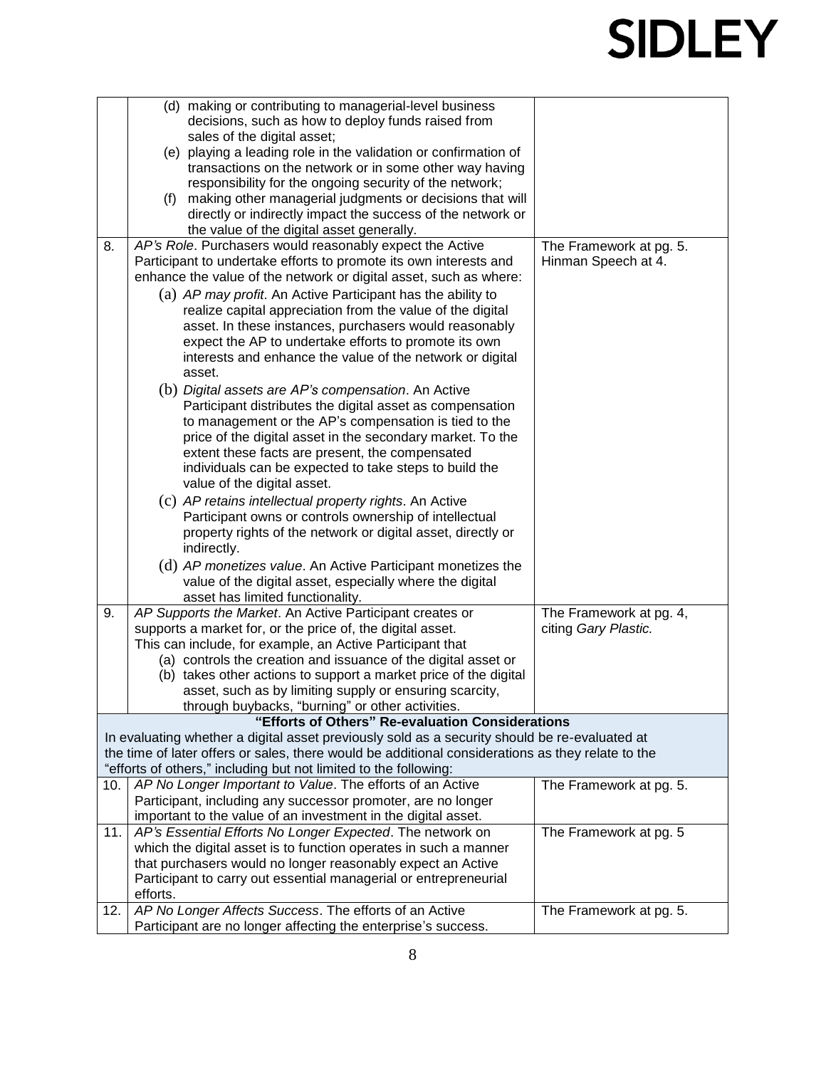| | | |
|---|---|---|
| | (d) making or contributing to managerial-level business decisions, such as how to deploy funds raised from sales of the digital asset;<br>(e) playing a leading role in the validation or confirmation of transactions on the network or in some other way having responsibility for the ongoing security of the network;<br>(f) making other managerial judgments or decisions that will directly or indirectly impact the success of the network or the value of the digital asset generally. | |
| 8. | *AP's Role*. Purchasers would reasonably expect the Active Participant to undertake efforts to promote its own interests and enhance the value of the network or digital asset, such as where:<br>(a) *AP may profit*. An Active Participant has the ability to realize capital appreciation from the value of the digital asset. In these instances, purchasers would reasonably expect the AP to undertake efforts to promote its own interests and enhance the value of the network or digital asset.<br>(b) *Digital assets are AP's compensation*. An Active Participant distributes the digital asset as compensation to management or the AP's compensation is tied to the price of the digital asset in the secondary market. To the extent these facts are present, the compensated individuals can be expected to take steps to build the value of the digital asset.<br>(c) *AP retains intellectual property rights*. An Active Participant owns or controls ownership of intellectual property rights of the network or digital asset, directly or indirectly.<br>(d) *AP monetizes value*. An Active Participant monetizes the value of the digital asset, especially where the digital asset has limited functionality. | The Framework at pg. 5.<br>Hinman Speech at 4. |
| 9. | *AP Supports the Market*. An Active Participant creates or supports a market for, or the price of, the digital asset. This can include, for example, an Active Participant that<br>(a) controls the creation and issuance of the digital asset or<br>(b) takes other actions to support a market price of the digital asset, such as by limiting supply or ensuring scarcity, through buybacks, "burning" or other activities. | The Framework at pg. 4, citing *Gary Plastic.* |
| **"Efforts of Others" Re-evaluation Considerations**<br>In evaluating whether a digital asset previously sold as a security should be re-evaluated at the time of later offers or sales, there would be additional considerations as they relate to the "efforts of others," including but not limited to the following: | | |
| 10. | *AP No Longer Important to Value*. The efforts of an Active Participant, including any successor promoter, are no longer important to the value of an investment in the digital asset. | The Framework at pg. 5. |
| 11. | *AP's Essential Efforts No Longer Expected*. The network on which the digital asset is to function operates in such a manner that purchasers would no longer reasonably expect an Active Participant to carry out essential managerial or entrepreneurial efforts. | The Framework at pg. 5 |
| 12. | *AP No Longer Affects Success*. The efforts of an Active Participant are no longer affecting the enterprise's success. | The Framework at pg. 5. |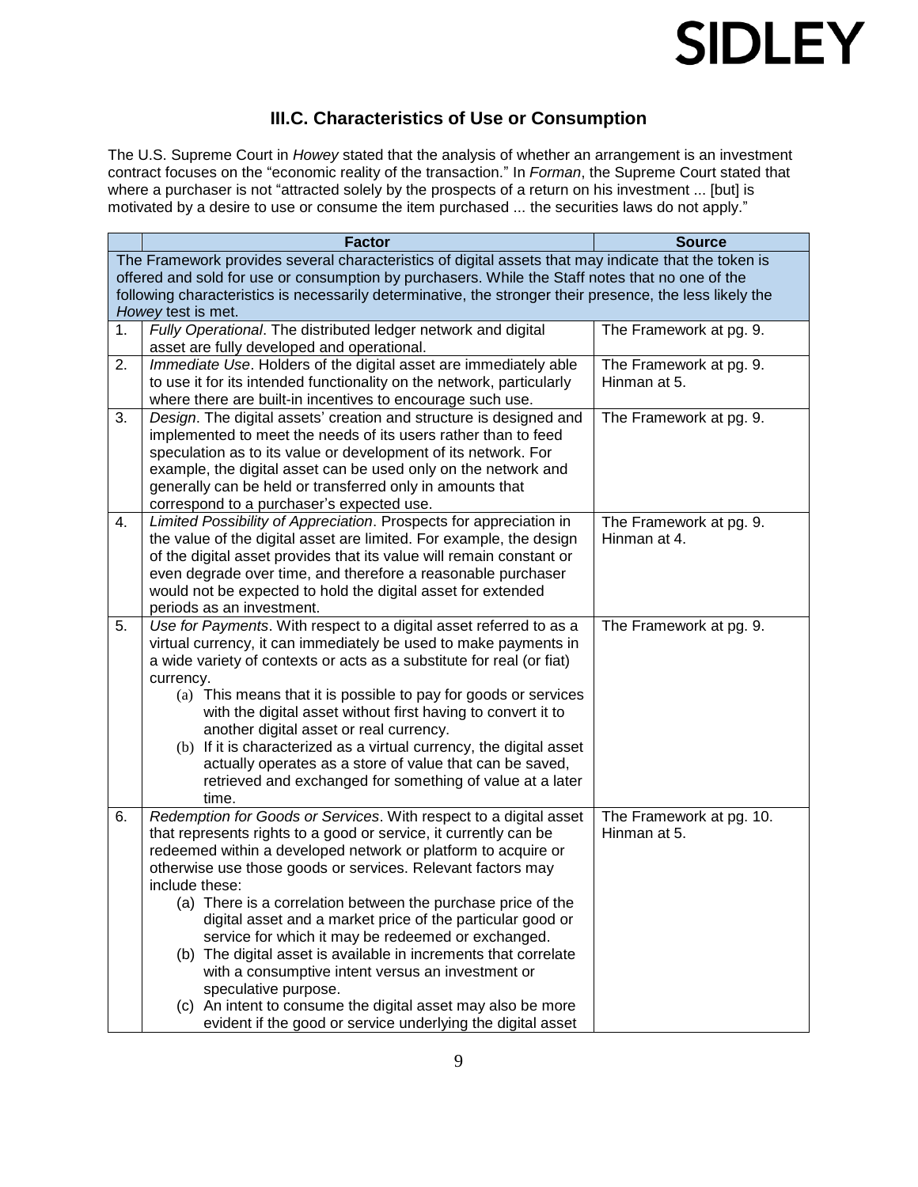### III.C. Characteristics of Use or Consumption

The U.S. Supreme Court in *Howey* stated that the analysis of whether an arrangement is an investment contract focuses on the "economic reality of the transaction." In *Forman*, the Supreme Court stated that where a purchaser is not "attracted solely by the prospects of a return on his investment ... [but] is motivated by a desire to use or consume the item purchased ... the securities laws do not apply."

| | Factor | Source |
|---|---|---|
| The Framework provides several characteristics of digital assets that may indicate that the token is offered and sold for use or consumption by purchasers. While the Staff notes that no one of the following characteristics is necessarily determinative, the stronger their presence, the less likely the *Howey* test is met. | | |
| 1. | *Fully Operational*. The distributed ledger network and digital asset are fully developed and operational. | The Framework at pg. 9. |
| 2. | *Immediate Use*. Holders of the digital asset are immediately able to use it for its intended functionality on the network, particularly where there are built-in incentives to encourage such use. | The Framework at pg. 9.<br>Hinman at 5. |
| 3. | *Design*. The digital assets' creation and structure is designed and implemented to meet the needs of its users rather than to feed speculation as to its value or development of its network. For example, the digital asset can be used only on the network and generally can be held or transferred only in amounts that correspond to a purchaser's expected use. | The Framework at pg. 9. |
| 4. | *Limited Possibility of Appreciation*. Prospects for appreciation in the value of the digital asset are limited. For example, the design of the digital asset provides that its value will remain constant or even degrade over time, and therefore a reasonable purchaser would not be expected to hold the digital asset for extended periods as an investment. | The Framework at pg. 9.<br>Hinman at 4. |
| 5. | *Use for Payments*. With respect to a digital asset referred to as a virtual currency, it can immediately be used to make payments in a wide variety of contexts or acts as a substitute for real (or fiat) currency.<br>(a) This means that it is possible to pay for goods or services with the digital asset without first having to convert it to another digital asset or real currency.<br>(b) If it is characterized as a virtual currency, the digital asset actually operates as a store of value that can be saved, retrieved and exchanged for something of value at a later time. | The Framework at pg. 9. |
| 6. | *Redemption for Goods or Services*. With respect to a digital asset that represents rights to a good or service, it currently can be redeemed within a developed network or platform to acquire or otherwise use those goods or services. Relevant factors may include these:<br>(a) There is a correlation between the purchase price of the digital asset and a market price of the particular good or service for which it may be redeemed or exchanged.<br>(b) The digital asset is available in increments that correlate with a consumptive intent versus an investment or speculative purpose.<br>(c) An intent to consume the digital asset may also be more evident if the good or service underlying the digital asset | The Framework at pg. 10.<br>Hinman at 5. |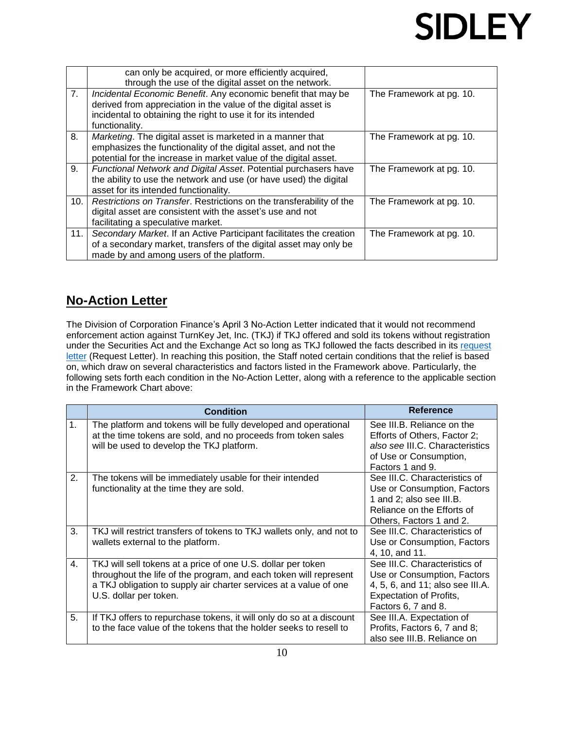| | | |
|---|---|---|
| | can only be acquired, or more efficiently acquired, through the use of the digital asset on the network. | |
| 7. | *Incidental Economic Benefit*. Any economic benefit that may be derived from appreciation in the value of the digital asset is incidental to obtaining the right to use it for its intended functionality. | The Framework at pg. 10. |
| 8. | *Marketing*. The digital asset is marketed in a manner that emphasizes the functionality of the digital asset, and not the potential for the increase in market value of the digital asset. | The Framework at pg. 10. |
| 9. | *Functional Network and Digital Asset*. Potential purchasers have the ability to use the network and use (or have used) the digital asset for its intended functionality. | The Framework at pg. 10. |
| 10. | *Restrictions on Transfer*. Restrictions on the transferability of the digital asset are consistent with the asset's use and not facilitating a speculative market. | The Framework at pg. 10. |
| 11. | *Secondary Market*. If an Active Participant facilitates the creation of a secondary market, transfers of the digital asset may only be made by and among users of the platform. | The Framework at pg. 10. |

## No-Action Letter

The Division of Corporation Finance's April 3 No-Action Letter indicated that it would not recommend enforcement action against TurnKey Jet, Inc. (TKJ) if TKJ offered and sold its tokens without registration under the Securities Act and the Exchange Act so long as TKJ followed the facts described in its request letter (Request Letter). In reaching this position, the Staff noted certain conditions that the relief is based on, which draw on several characteristics and factors listed in the Framework above. Particularly, the following sets forth each condition in the No-Action Letter, along with a reference to the applicable section in the Framework Chart above:

| | Condition | Reference |
|---|---|---|
| 1. | The platform and tokens will be fully developed and operational at the time tokens are sold, and no proceeds from token sales will be used to develop the TKJ platform. | See III.B. Reliance on the Efforts of Others, Factor 2; *also see* III.C. Characteristics of Use or Consumption, Factors 1 and 9. |
| 2. | The tokens will be immediately usable for their intended functionality at the time they are sold. | See III.C. Characteristics of Use or Consumption, Factors 1 and 2; also see III.B. Reliance on the Efforts of Others, Factors 1 and 2. |
| 3. | TKJ will restrict transfers of tokens to TKJ wallets only, and not to wallets external to the platform. | See III.C. Characteristics of Use or Consumption, Factors 4, 10, and 11. |
| 4. | TKJ will sell tokens at a price of one U.S. dollar per token throughout the life of the program, and each token will represent a TKJ obligation to supply air charter services at a value of one U.S. dollar per token. | See III.C. Characteristics of Use or Consumption, Factors 4, 5, 6, and 11; also see III.A. Expectation of Profits, Factors 6, 7 and 8. |
| 5. | If TKJ offers to repurchase tokens, it will only do so at a discount to the face value of the tokens that the holder seeks to resell to | See III.A. Expectation of Profits, Factors 6, 7 and 8; also see III.B. Reliance on |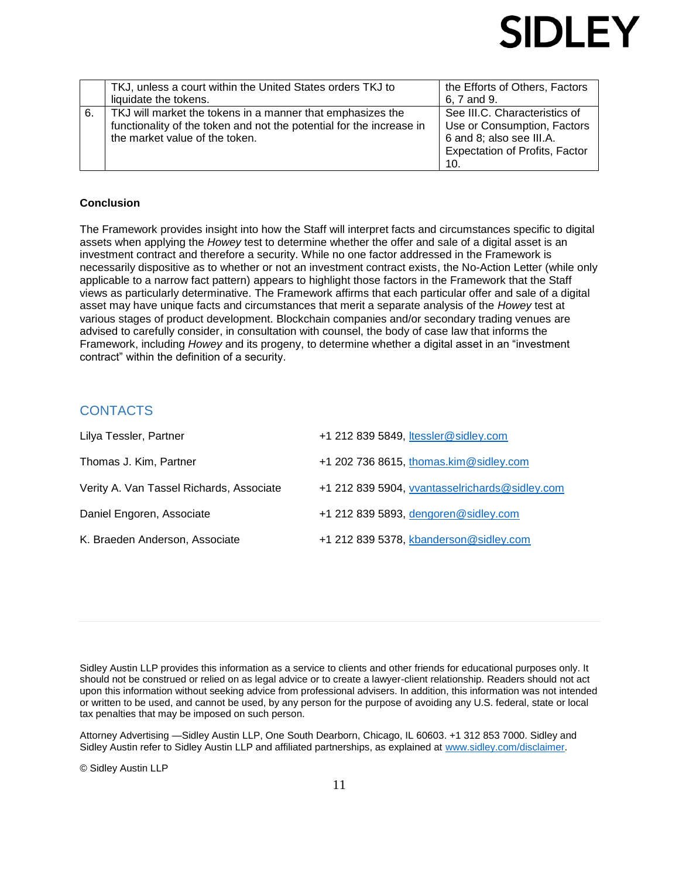| | | |
|---|---|---|
| | TKJ, unless a court within the United States orders TKJ to liquidate the tokens. | the Efforts of Others, Factors 6, 7 and 9. |
| 6. | TKJ will market the tokens in a manner that emphasizes the functionality of the token and not the potential for the increase in the market value of the token. | See III.C. Characteristics of Use or Consumption, Factors 6 and 8; also see III.A. Expectation of Profits, Factor 10. |

**Conclusion**

The Framework provides insight into how the Staff will interpret facts and circumstances specific to digital assets when applying the *Howey* test to determine whether the offer and sale of a digital asset is an investment contract and therefore a security. While no one factor addressed in the Framework is necessarily dispositive as to whether or not an investment contract exists, the No-Action Letter (while only applicable to a narrow fact pattern) appears to highlight those factors in the Framework that the Staff views as particularly determinative. The Framework affirms that each particular offer and sale of a digital asset may have unique facts and circumstances that merit a separate analysis of the *Howey* test at various stages of product development. Blockchain companies and/or secondary trading venues are advised to carefully consider, in consultation with counsel, the body of case law that informs the Framework, including *Howey* and its progeny, to determine whether a digital asset in an "investment contract" within the definition of a security.

## CONTACTS

| | |
|---|---|
| Lilya Tessler, Partner | +1 212 839 5849, ltessler@sidley.com |
| Thomas J. Kim, Partner | +1 202 736 8615, thomas.kim@sidley.com |
| Verity A. Van Tassel Richards, Associate | +1 212 839 5904, vvantasselrichards@sidley.com |
| Daniel Engoren, Associate | +1 212 839 5893, dengoren@sidley.com |
| K. Braeden Anderson, Associate | +1 212 839 5378, kbanderson@sidley.com |

Sidley Austin LLP provides this information as a service to clients and other friends for educational purposes only. It should not be construed or relied on as legal advice or to create a lawyer-client relationship. Readers should not act upon this information without seeking advice from professional advisers. In addition, this information was not intended or written to be used, and cannot be used, by any person for the purpose of avoiding any U.S. federal, state or local tax penalties that may be imposed on such person.

Attorney Advertising —Sidley Austin LLP, One South Dearborn, Chicago, IL 60603. +1 312 853 7000. Sidley and Sidley Austin refer to Sidley Austin LLP and affiliated partnerships, as explained at www.sidley.com/disclaimer.

© Sidley Austin LLP